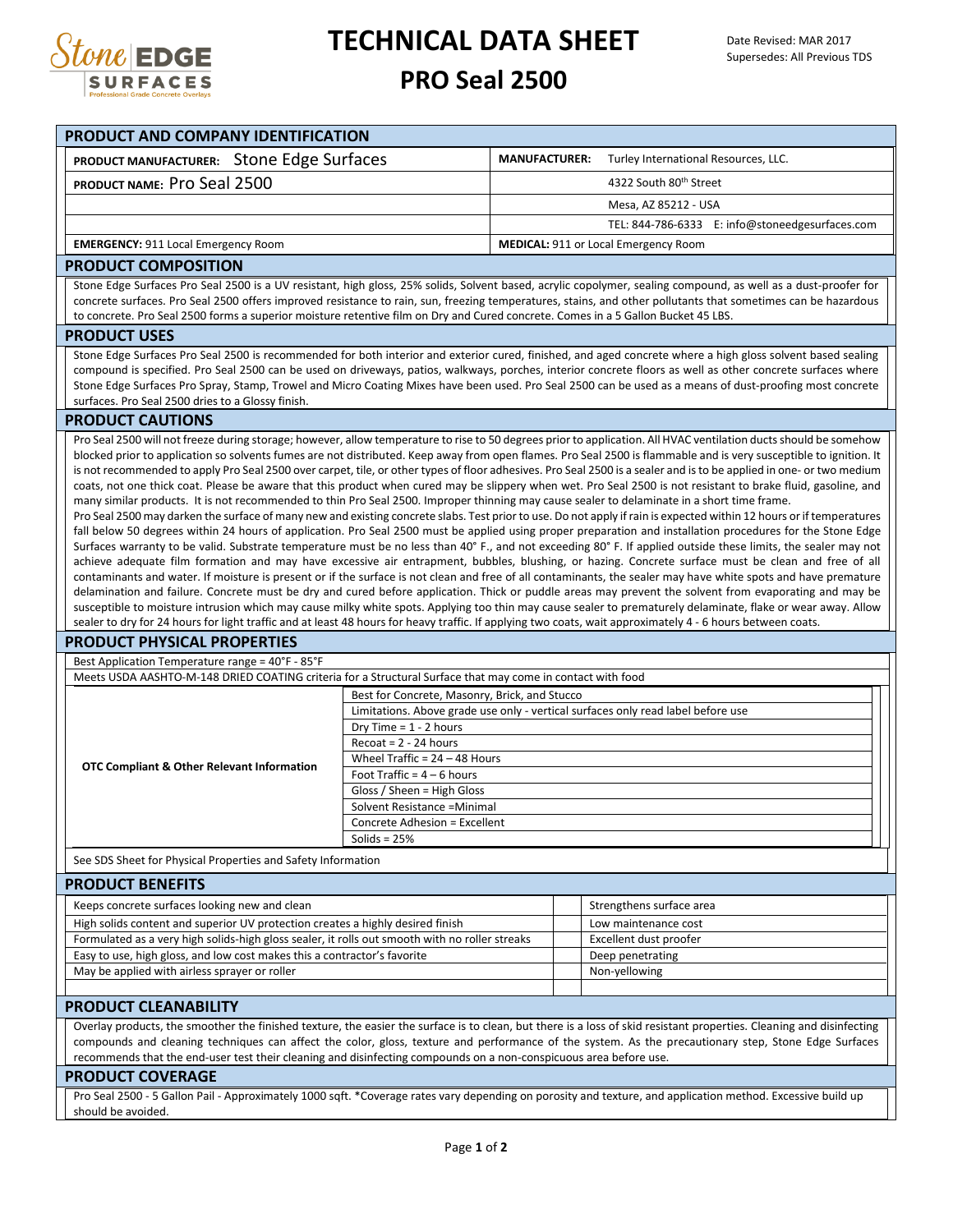# TECHNICAL DATA SHEET

# PRO Seal 2500

Date Revised: MAR 2017
Supersedes: All Previous TDS

## PRODUCT AND COMPANY IDENTIFICATION

| | |
|---|---|
| **PRODUCT MANUFACTURER:** Stone Edge Surfaces | **MANUFACTURER:** Turley International Resources, LLC. |
| **PRODUCT NAME:** Pro Seal 2500 | 4322 South 80th Street |
| | Mesa, AZ 85212 - USA |
| | TEL: 844-786-6333 E: info@stoneedgesurfaces.com |
| **EMERGENCY:** 911 Local Emergency Room | **MEDICAL:** 911 or Local Emergency Room |

## PRODUCT COMPOSITION

Stone Edge Surfaces Pro Seal 2500 is a UV resistant, high gloss, 25% solids, Solvent based, acrylic copolymer, sealing compound, as well as a dust-proofer for concrete surfaces. Pro Seal 2500 offers improved resistance to rain, sun, freezing temperatures, stains, and other pollutants that sometimes can be hazardous to concrete. Pro Seal 2500 forms a superior moisture retentive film on Dry and Cured concrete. Comes in a 5 Gallon Bucket 45 LBS.

## PRODUCT USES

Stone Edge Surfaces Pro Seal 2500 is recommended for both interior and exterior cured, finished, and aged concrete where a high gloss solvent based sealing compound is specified. Pro Seal 2500 can be used on driveways, patios, walkways, porches, interior concrete floors as well as other concrete surfaces where Stone Edge Surfaces Pro Spray, Stamp, Trowel and Micro Coating Mixes have been used. Pro Seal 2500 can be used as a means of dust-proofing most concrete surfaces. Pro Seal 2500 dries to a Glossy finish.

## PRODUCT CAUTIONS

Pro Seal 2500 will not freeze during storage; however, allow temperature to rise to 50 degrees prior to application. All HVAC ventilation ducts should be somehow blocked prior to application so solvents fumes are not distributed. Keep away from open flames. Pro Seal 2500 is flammable and is very susceptible to ignition. It is not recommended to apply Pro Seal 2500 over carpet, tile, or other types of floor adhesives. Pro Seal 2500 is a sealer and is to be applied in one- or two medium coats, not one thick coat. Please be aware that this product when cured may be slippery when wet. Pro Seal 2500 is not resistant to brake fluid, gasoline, and many similar products. It is not recommended to thin Pro Seal 2500. Improper thinning may cause sealer to delaminate in a short time frame.

Pro Seal 2500 may darken the surface of many new and existing concrete slabs. Test prior to use. Do not apply if rain is expected within 12 hours or if temperatures fall below 50 degrees within 24 hours of application. Pro Seal 2500 must be applied using proper preparation and installation procedures for the Stone Edge Surfaces warranty to be valid. Substrate temperature must be no less than 40° F., and not exceeding 80° F. If applied outside these limits, the sealer may not achieve adequate film formation and may have excessive air entrapment, bubbles, blushing, or hazing. Concrete surface must be clean and free of all contaminants and water. If moisture is present or if the surface is not clean and free of all contaminants, the sealer may have white spots and have premature delamination and failure. Concrete must be dry and cured before application. Thick or puddle areas may prevent the solvent from evaporating and may be susceptible to moisture intrusion which may cause milky white spots. Applying too thin may cause sealer to prematurely delaminate, flake or wear away. Allow sealer to dry for 24 hours for light traffic and at least 48 hours for heavy traffic. If applying two coats, wait approximately 4 - 6 hours between coats.

## PRODUCT PHYSICAL PROPERTIES

Best Application Temperature range = 40°F - 85°F

Meets USDA AASHTO-M-148 DRIED COATING criteria for a Structural Surface that may come in contact with food

| | |
|---|---|
| **OTC Compliant & Other Relevant Information** | Best for Concrete, Masonry, Brick, and Stucco |
| | Limitations. Above grade use only - vertical surfaces only read label before use |
| | Dry Time = 1 - 2 hours |
| | Recoat = 2 - 24 hours |
| | Wheel Traffic = 24 – 48 Hours |
| | Foot Traffic = 4 – 6 hours |
| | Gloss / Sheen = High Gloss |
| | Solvent Resistance =Minimal |
| | Concrete Adhesion = Excellent |
| | Solids = 25% |

See SDS Sheet for Physical Properties and Safety Information

## PRODUCT BENEFITS

| | | |
|---|---|---|
| Keeps concrete surfaces looking new and clean | | Strengthens surface area |
| High solids content and superior UV protection creates a highly desired finish | | Low maintenance cost |
| Formulated as a very high solids-high gloss sealer, it rolls out smooth with no roller streaks | | Excellent dust proofer |
| Easy to use, high gloss, and low cost makes this a contractor's favorite | | Deep penetrating |
| May be applied with airless sprayer or roller | | Non-yellowing |

## PRODUCT CLEANABILITY

Overlay products, the smoother the finished texture, the easier the surface is to clean, but there is a loss of skid resistant properties. Cleaning and disinfecting compounds and cleaning techniques can affect the color, gloss, texture and performance of the system. As the precautionary step, Stone Edge Surfaces recommends that the end-user test their cleaning and disinfecting compounds on a non-conspicuous area before use.

## PRODUCT COVERAGE

Pro Seal 2500 - 5 Gallon Pail - Approximately 1000 sqft. *Coverage rates vary depending on porosity and texture, and application method. Excessive build up should be avoided.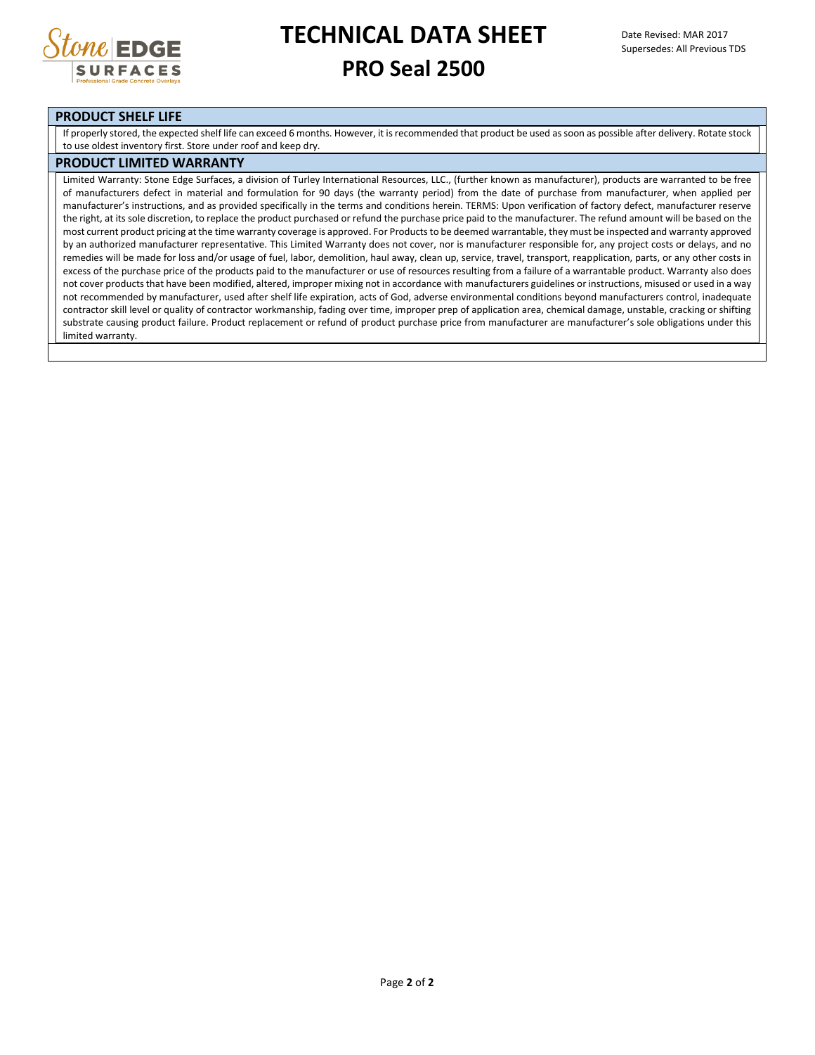## PRODUCT SHELF LIFE

If properly stored, the expected shelf life can exceed 6 months. However, it is recommended that product be used as soon as possible after delivery. Rotate stock to use oldest inventory first. Store under roof and keep dry.

## PRODUCT LIMITED WARRANTY

Limited Warranty: Stone Edge Surfaces, a division of Turley International Resources, LLC., (further known as manufacturer), products are warranted to be free of manufacturers defect in material and formulation for 90 days (the warranty period) from the date of purchase from manufacturer, when applied per manufacturer's instructions, and as provided specifically in the terms and conditions herein. TERMS: Upon verification of factory defect, manufacturer reserve the right, at its sole discretion, to replace the product purchased or refund the purchase price paid to the manufacturer. The refund amount will be based on the most current product pricing at the time warranty coverage is approved. For Products to be deemed warrantable, they must be inspected and warranty approved by an authorized manufacturer representative. This Limited Warranty does not cover, nor is manufacturer responsible for, any project costs or delays, and no remedies will be made for loss and/or usage of fuel, labor, demolition, haul away, clean up, service, travel, transport, reapplication, parts, or any other costs in excess of the purchase price of the products paid to the manufacturer or use of resources resulting from a failure of a warrantable product. Warranty also does not cover products that have been modified, altered, improper mixing not in accordance with manufacturers guidelines or instructions, misused or used in a way not recommended by manufacturer, used after shelf life expiration, acts of God, adverse environmental conditions beyond manufacturers control, inadequate contractor skill level or quality of contractor workmanship, fading over time, improper prep of application area, chemical damage, unstable, cracking or shifting substrate causing product failure. Product replacement or refund of product purchase price from manufacturer are manufacturer's sole obligations under this limited warranty.